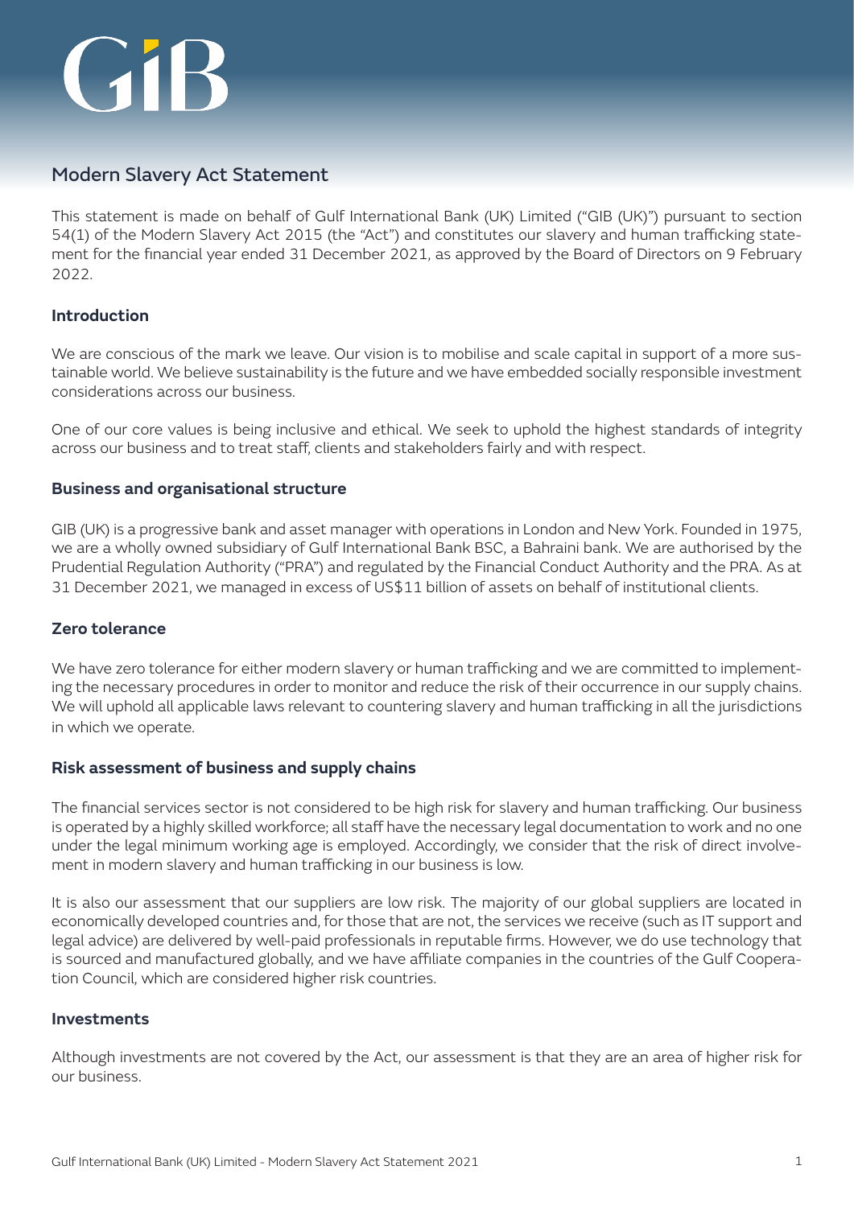# GIB

## Modern Slavery Act Statement

This statement is made on behalf of Gulf International Bank (UK) Limited ("GIB (UK)") pursuant to section 54(1) of the Modern Slavery Act 2015 (the "Act") and constitutes our slavery and human trafficking statement for the financial year ended 31 December 2021, as approved by the Board of Directors on 9 February 2022.

### Introduction

We are conscious of the mark we leave. Our vision is to mobilise and scale capital in support of a more sustainable world. We believe sustainability is the future and we have embedded socially responsible investment considerations across our business.

One of our core values is being inclusive and ethical. We seek to uphold the highest standards of integrity across our business and to treat staff, clients and stakeholders fairly and with respect.

### Business and organisational structure

GIB (UK) is a progressive bank and asset manager with operations in London and New York. Founded in 1975, we are a wholly owned subsidiary of Gulf International Bank BSC, a Bahraini bank. We are authorised by the Prudential Regulation Authority ("PRA") and regulated by the Financial Conduct Authority and the PRA. As at 31 December 2021, we managed in excess of US$11 billion of assets on behalf of institutional clients.

### Zero tolerance

We have zero tolerance for either modern slavery or human trafficking and we are committed to implementing the necessary procedures in order to monitor and reduce the risk of their occurrence in our supply chains. We will uphold all applicable laws relevant to countering slavery and human trafficking in all the jurisdictions in which we operate.

### Risk assessment of business and supply chains

The financial services sector is not considered to be high risk for slavery and human trafficking. Our business is operated by a highly skilled workforce; all staff have the necessary legal documentation to work and no one under the legal minimum working age is employed. Accordingly, we consider that the risk of direct involvement in modern slavery and human trafficking in our business is low.

It is also our assessment that our suppliers are low risk. The majority of our global suppliers are located in economically developed countries and, for those that are not, the services we receive (such as IT support and legal advice) are delivered by well-paid professionals in reputable firms. However, we do use technology that is sourced and manufactured globally, and we have affiliate companies in the countries of the Gulf Cooperation Council, which are considered higher risk countries.

### Investments

Although investments are not covered by the Act, our assessment is that they are an area of higher risk for our business.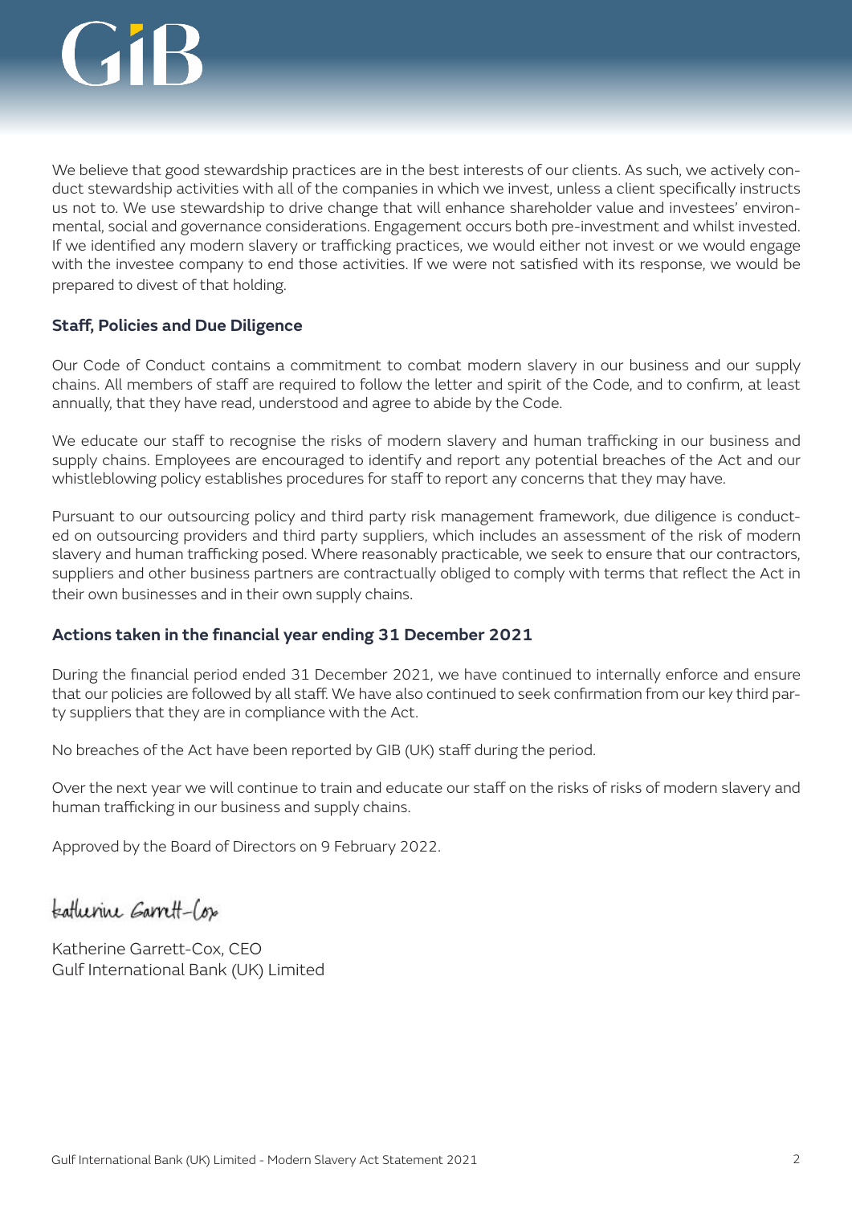We believe that good stewardship practices are in the best interests of our clients. As such, we actively conduct stewardship activities with all of the companies in which we invest, unless a client specifically instructs us not to. We use stewardship to drive change that will enhance shareholder value and investees' environmental, social and governance considerations. Engagement occurs both pre-investment and whilst invested. If we identified any modern slavery or trafficking practices, we would either not invest or we would engage with the investee company to end those activities. If we were not satisfied with its response, we would be prepared to divest of that holding.

**Staff, Policies and Due Diligence**

Our Code of Conduct contains a commitment to combat modern slavery in our business and our supply chains. All members of staff are required to follow the letter and spirit of the Code, and to confirm, at least annually, that they have read, understood and agree to abide by the Code.

We educate our staff to recognise the risks of modern slavery and human trafficking in our business and supply chains. Employees are encouraged to identify and report any potential breaches of the Act and our whistleblowing policy establishes procedures for staff to report any concerns that they may have.

Pursuant to our outsourcing policy and third party risk management framework, due diligence is conducted on outsourcing providers and third party suppliers, which includes an assessment of the risk of modern slavery and human trafficking posed. Where reasonably practicable, we seek to ensure that our contractors, suppliers and other business partners are contractually obliged to comply with terms that reflect the Act in their own businesses and in their own supply chains.

**Actions taken in the financial year ending 31 December 2021**

During the financial period ended 31 December 2021, we have continued to internally enforce and ensure that our policies are followed by all staff. We have also continued to seek confirmation from our key third party suppliers that they are in compliance with the Act.

No breaches of the Act have been reported by GIB (UK) staff during the period.

Over the next year we will continue to train and educate our staff on the risks of risks of modern slavery and human trafficking in our business and supply chains.

Approved by the Board of Directors on 9 February 2022.

Katherine Garrett-Cox

Katherine Garrett-Cox, CEO
Gulf International Bank (UK) Limited